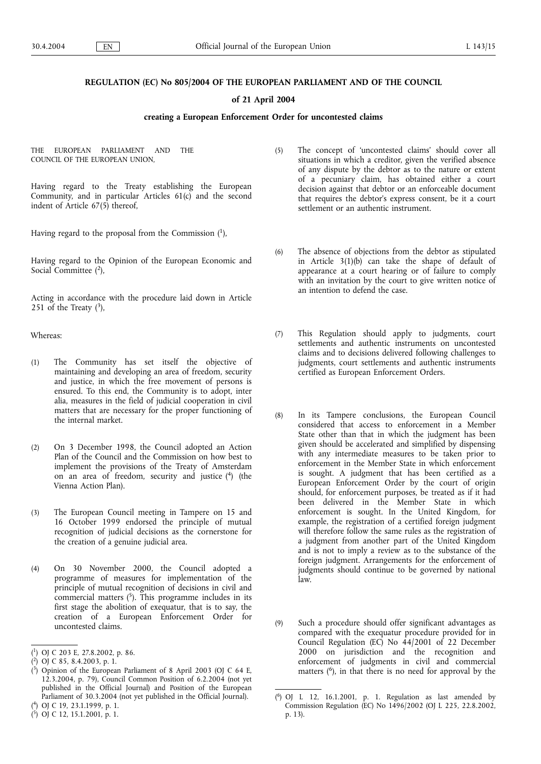# REGULATION (EC) No 805/2004 OF THE EUROPEAN PARLIAMENT AND OF THE COUNCIL

## of 21 April 2004

## creating a European Enforcement Order for uncontested claims

THE EUROPEAN PARLIAMENT AND THE COUNCIL OF THE EUROPEAN UNION,

Having regard to the Treaty establishing the European Community, and in particular Articles 61(c) and the second indent of Article 67(5) thereof,

Having regard to the proposal from the Commission [1],

Having regard to the Opinion of the European Economic and Social Committee [2],

Acting in accordance with the procedure laid down in Article 251 of the Treaty [3],

Whereas:

(1) The Community has set itself the objective of maintaining and developing an area of freedom, security and justice, in which the free movement of persons is ensured. To this end, the Community is to adopt, inter alia, measures in the field of judicial cooperation in civil matters that are necessary for the proper functioning of the internal market.

(2) On 3 December 1998, the Council adopted an Action Plan of the Council and the Commission on how best to implement the provisions of the Treaty of Amsterdam on an area of freedom, security and justice [4] (the Vienna Action Plan).

(3) The European Council meeting in Tampere on 15 and 16 October 1999 endorsed the principle of mutual recognition of judicial decisions as the cornerstone for the creation of a genuine judicial area.

(4) On 30 November 2000, the Council adopted a programme of measures for implementation of the principle of mutual recognition of decisions in civil and commercial matters [5]. This programme includes in its first stage the abolition of exequatur, that is to say, the creation of a European Enforcement Order for uncontested claims.

(5) The concept of 'uncontested claims' should cover all situations in which a creditor, given the verified absence of any dispute by the debtor as to the nature or extent of a pecuniary claim, has obtained either a court decision against that debtor or an enforceable document that requires the debtor's express consent, be it a court settlement or an authentic instrument.

(6) The absence of objections from the debtor as stipulated in Article 3(1)(b) can take the shape of default of appearance at a court hearing or of failure to comply with an invitation by the court to give written notice of an intention to defend the case.

(7) This Regulation should apply to judgments, court settlements and authentic instruments on uncontested claims and to decisions delivered following challenges to judgments, court settlements and authentic instruments certified as European Enforcement Orders.

(8) In its Tampere conclusions, the European Council considered that access to enforcement in a Member State other than that in which the judgment has been given should be accelerated and simplified by dispensing with any intermediate measures to be taken prior to enforcement in the Member State in which enforcement is sought. A judgment that has been certified as a European Enforcement Order by the court of origin should, for enforcement purposes, be treated as if it had been delivered in the Member State in which enforcement is sought. In the United Kingdom, for example, the registration of a certified foreign judgment will therefore follow the same rules as the registration of a judgment from another part of the United Kingdom and is not to imply a review as to the substance of the foreign judgment. Arrangements for the enforcement of judgments should continue to be governed by national law.

(9) Such a procedure should offer significant advantages as compared with the exequatur procedure provided for in Council Regulation (EC) No 44/2001 of 22 December 2000 on jurisdiction and the recognition and enforcement of judgments in civil and commercial matters [6], in that there is no need for approval by the

---

[1] OJ C 203 E, 27.8.2002, p. 86.

[2] OJ C 85, 8.4.2003, p. 1.

[3] Opinion of the European Parliament of 8 April 2003 (OJ C 64 E, 12.3.2004, p. 79), Council Common Position of 6.2.2004 (not yet published in the Official Journal) and Position of the European Parliament of 30.3.2004 (not yet published in the Official Journal).

[4] OJ C 19, 23.1.1999, p. 1.

[5] OJ C 12, 15.1.2001, p. 1.

[6] OJ L 12, 16.1.2001, p. 1. Regulation as last amended by Commission Regulation (EC) No 1496/2002 (OJ L 225, 22.8.2002, p. 13).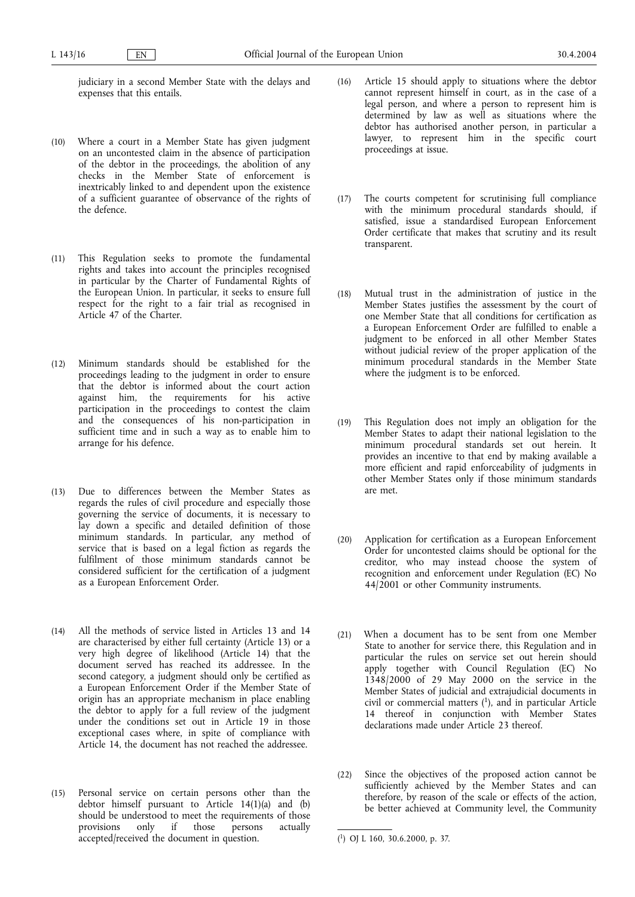judiciary in a second Member State with the delays and expenses that this entails.

(10) Where a court in a Member State has given judgment on an uncontested claim in the absence of participation of the debtor in the proceedings, the abolition of any checks in the Member State of enforcement is inextricably linked to and dependent upon the existence of a sufficient guarantee of observance of the rights of the defence.

(11) This Regulation seeks to promote the fundamental rights and takes into account the principles recognised in particular by the Charter of Fundamental Rights of the European Union. In particular, it seeks to ensure full respect for the right to a fair trial as recognised in Article 47 of the Charter.

(12) Minimum standards should be established for the proceedings leading to the judgment in order to ensure that the debtor is informed about the court action against him, the requirements for his active participation in the proceedings to contest the claim and the consequences of his non-participation in sufficient time and in such a way as to enable him to arrange for his defence.

(13) Due to differences between the Member States as regards the rules of civil procedure and especially those governing the service of documents, it is necessary to lay down a specific and detailed definition of those minimum standards. In particular, any method of service that is based on a legal fiction as regards the fulfilment of those minimum standards cannot be considered sufficient for the certification of a judgment as a European Enforcement Order.

(14) All the methods of service listed in Articles 13 and 14 are characterised by either full certainty (Article 13) or a very high degree of likelihood (Article 14) that the document served has reached its addressee. In the second category, a judgment should only be certified as a European Enforcement Order if the Member State of origin has an appropriate mechanism in place enabling the debtor to apply for a full review of the judgment under the conditions set out in Article 19 in those exceptional cases where, in spite of compliance with Article 14, the document has not reached the addressee.

(15) Personal service on certain persons other than the debtor himself pursuant to Article 14(1)(a) and (b) should be understood to meet the requirements of those provisions only if those persons actually accepted/received the document in question.

(16) Article 15 should apply to situations where the debtor cannot represent himself in court, as in the case of a legal person, and where a person to represent him is determined by law as well as situations where the debtor has authorised another person, in particular a lawyer, to represent him in the specific court proceedings at issue.

(17) The courts competent for scrutinising full compliance with the minimum procedural standards should, if satisfied, issue a standardised European Enforcement Order certificate that makes that scrutiny and its result transparent.

(18) Mutual trust in the administration of justice in the Member States justifies the assessment by the court of one Member State that all conditions for certification as a European Enforcement Order are fulfilled to enable a judgment to be enforced in all other Member States without judicial review of the proper application of the minimum procedural standards in the Member State where the judgment is to be enforced.

(19) This Regulation does not imply an obligation for the Member States to adapt their national legislation to the minimum procedural standards set out herein. It provides an incentive to that end by making available a more efficient and rapid enforceability of judgments in other Member States only if those minimum standards are met.

(20) Application for certification as a European Enforcement Order for uncontested claims should be optional for the creditor, who may instead choose the system of recognition and enforcement under Regulation (EC) No 44/2001 or other Community instruments.

(21) When a document has to be sent from one Member State to another for service there, this Regulation and in particular the rules on service set out herein should apply together with Council Regulation (EC) No 1348/2000 of 29 May 2000 on the service in the Member States of judicial and extrajudicial documents in civil or commercial matters [1], and in particular Article 14 thereof in conjunction with Member States declarations made under Article 23 thereof.

(22) Since the objectives of the proposed action cannot be sufficiently achieved by the Member States and can therefore, by reason of the scale or effects of the action, be better achieved at Community level, the Community

---

[1] OJ L 160, 30.6.2000, p. 37.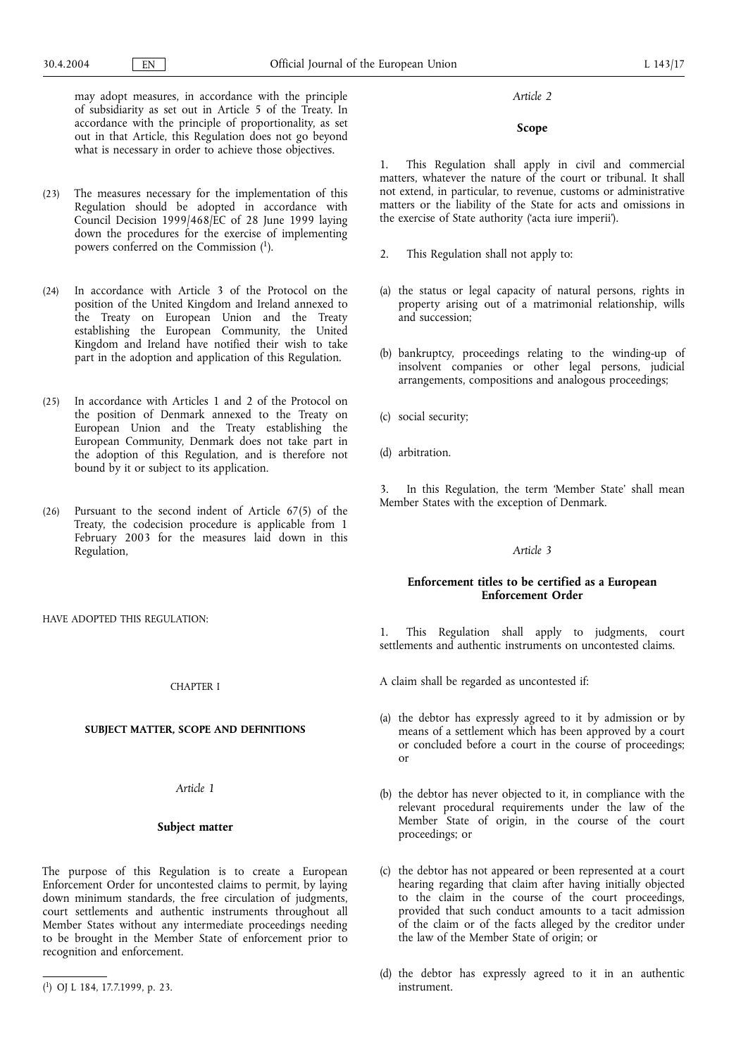may adopt measures, in accordance with the principle of subsidiarity as set out in Article 5 of the Treaty. In accordance with the principle of proportionality, as set out in that Article, this Regulation does not go beyond what is necessary in order to achieve those objectives.

(23) The measures necessary for the implementation of this Regulation should be adopted in accordance with Council Decision 1999/468/EC of 28 June 1999 laying down the procedures for the exercise of implementing powers conferred on the Commission ([1]).

(24) In accordance with Article 3 of the Protocol on the position of the United Kingdom and Ireland annexed to the Treaty on European Union and the Treaty establishing the European Community, the United Kingdom and Ireland have notified their wish to take part in the adoption and application of this Regulation.

(25) In accordance with Articles 1 and 2 of the Protocol on the position of Denmark annexed to the Treaty on European Union and the Treaty establishing the European Community, Denmark does not take part in the adoption of this Regulation, and is therefore not bound by it or subject to its application.

(26) Pursuant to the second indent of Article 67(5) of the Treaty, the codecision procedure is applicable from 1 February 2003 for the measures laid down in this Regulation,

HAVE ADOPTED THIS REGULATION:

CHAPTER I

## SUBJECT MATTER, SCOPE AND DEFINITIONS

*Article 1*

### Subject matter

The purpose of this Regulation is to create a European Enforcement Order for uncontested claims to permit, by laying down minimum standards, the free circulation of judgments, court settlements and authentic instruments throughout all Member States without any intermediate proceedings needing to be brought in the Member State of enforcement prior to recognition and enforcement.

([1]) OJ L 184, 17.7.1999, p. 23.

*Article 2*

### Scope

1. This Regulation shall apply in civil and commercial matters, whatever the nature of the court or tribunal. It shall not extend, in particular, to revenue, customs or administrative matters or the liability of the State for acts and omissions in the exercise of State authority ('acta iure imperii').

2. This Regulation shall not apply to:

(a) the status or legal capacity of natural persons, rights in property arising out of a matrimonial relationship, wills and succession;

(b) bankruptcy, proceedings relating to the winding-up of insolvent companies or other legal persons, judicial arrangements, compositions and analogous proceedings;

(c) social security;

(d) arbitration.

3. In this Regulation, the term 'Member State' shall mean Member States with the exception of Denmark.

*Article 3*

### Enforcement titles to be certified as a European Enforcement Order

1. This Regulation shall apply to judgments, court settlements and authentic instruments on uncontested claims.

A claim shall be regarded as uncontested if:

(a) the debtor has expressly agreed to it by admission or by means of a settlement which has been approved by a court or concluded before a court in the course of proceedings; or

(b) the debtor has never objected to it, in compliance with the relevant procedural requirements under the law of the Member State of origin, in the course of the court proceedings; or

(c) the debtor has not appeared or been represented at a court hearing regarding that claim after having initially objected to the claim in the course of the court proceedings, provided that such conduct amounts to a tacit admission of the claim or of the facts alleged by the creditor under the law of the Member State of origin; or

(d) the debtor has expressly agreed to it in an authentic instrument.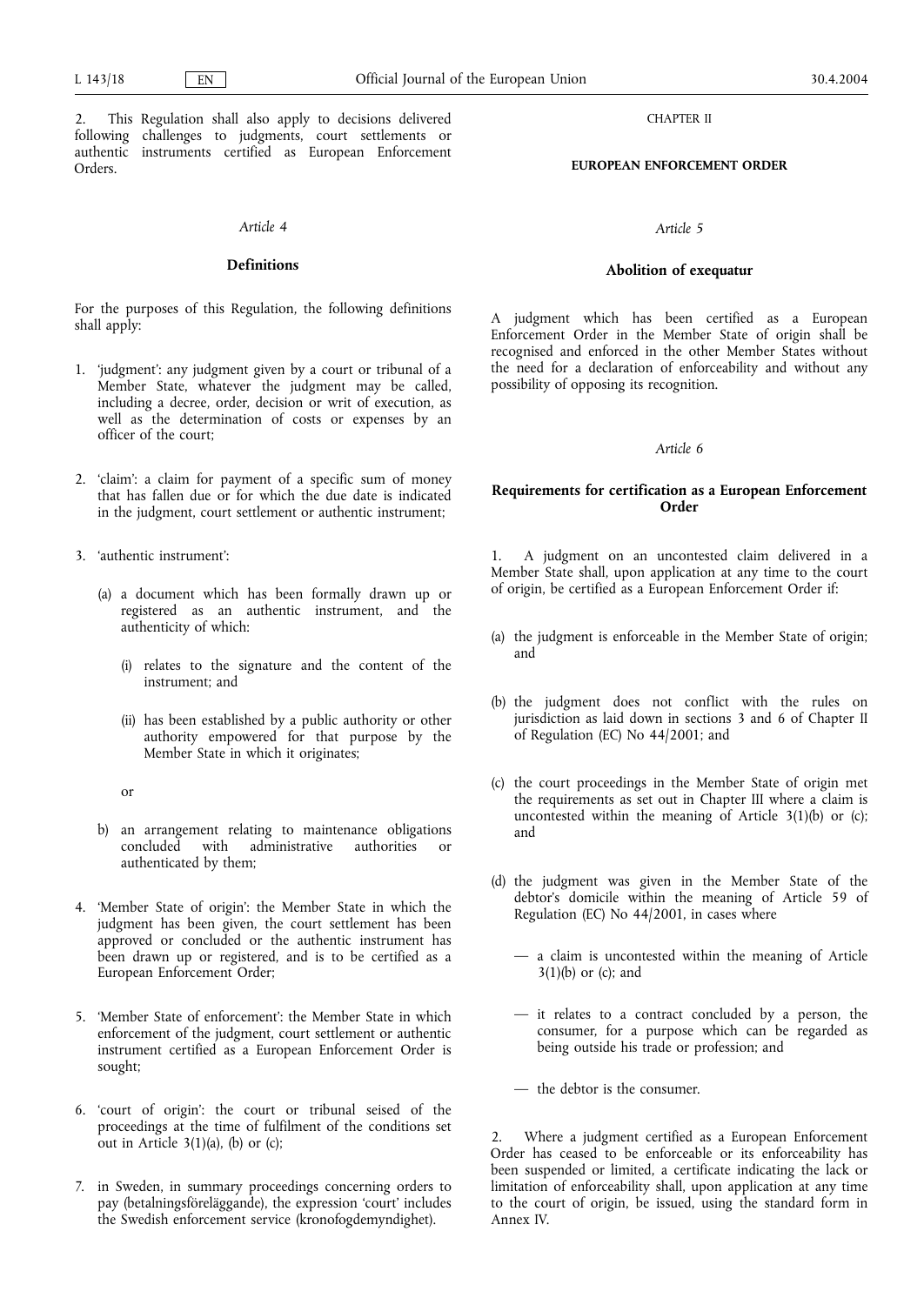2. This Regulation shall also apply to decisions delivered following challenges to judgments, court settlements or authentic instruments certified as European Enforcement Orders.

*Article 4*

**Definitions**

For the purposes of this Regulation, the following definitions shall apply:

1. 'judgment': any judgment given by a court or tribunal of a Member State, whatever the judgment may be called, including a decree, order, decision or writ of execution, as well as the determination of costs or expenses by an officer of the court;

2. 'claim': a claim for payment of a specific sum of money that has fallen due or for which the due date is indicated in the judgment, court settlement or authentic instrument;

3. 'authentic instrument':

   (a) a document which has been formally drawn up or registered as an authentic instrument, and the authenticity of which:

      (i) relates to the signature and the content of the instrument; and

      (ii) has been established by a public authority or other authority empowered for that purpose by the Member State in which it originates;

   or

   b) an arrangement relating to maintenance obligations concluded with administrative authorities or authenticated by them;

4. 'Member State of origin': the Member State in which the judgment has been given, the court settlement has been approved or concluded or the authentic instrument has been drawn up or registered, and is to be certified as a European Enforcement Order;

5. 'Member State of enforcement': the Member State in which enforcement of the judgment, court settlement or authentic instrument certified as a European Enforcement Order is sought;

6. 'court of origin': the court or tribunal seised of the proceedings at the time of fulfilment of the conditions set out in Article 3(1)(a), (b) or (c);

7. in Sweden, in summary proceedings concerning orders to pay (betalningsföreläggande), the expression 'court' includes the Swedish enforcement service (kronofogdemyndighet).

CHAPTER II

**EUROPEAN ENFORCEMENT ORDER**

*Article 5*

**Abolition of exequatur**

A judgment which has been certified as a European Enforcement Order in the Member State of origin shall be recognised and enforced in the other Member States without the need for a declaration of enforceability and without any possibility of opposing its recognition.

*Article 6*

**Requirements for certification as a European Enforcement Order**

1. A judgment on an uncontested claim delivered in a Member State shall, upon application at any time to the court of origin, be certified as a European Enforcement Order if:

(a) the judgment is enforceable in the Member State of origin; and

(b) the judgment does not conflict with the rules on jurisdiction as laid down in sections 3 and 6 of Chapter II of Regulation (EC) No 44/2001; and

(c) the court proceedings in the Member State of origin met the requirements as set out in Chapter III where a claim is uncontested within the meaning of Article 3(1)(b) or (c); and

(d) the judgment was given in the Member State of the debtor's domicile within the meaning of Article 59 of Regulation (EC) No 44/2001, in cases where

   — a claim is uncontested within the meaning of Article 3(1)(b) or (c); and

   — it relates to a contract concluded by a person, the consumer, for a purpose which can be regarded as being outside his trade or profession; and

   — the debtor is the consumer.

2. Where a judgment certified as a European Enforcement Order has ceased to be enforceable or its enforceability has been suspended or limited, a certificate indicating the lack or limitation of enforceability shall, upon application at any time to the court of origin, be issued, using the standard form in Annex IV.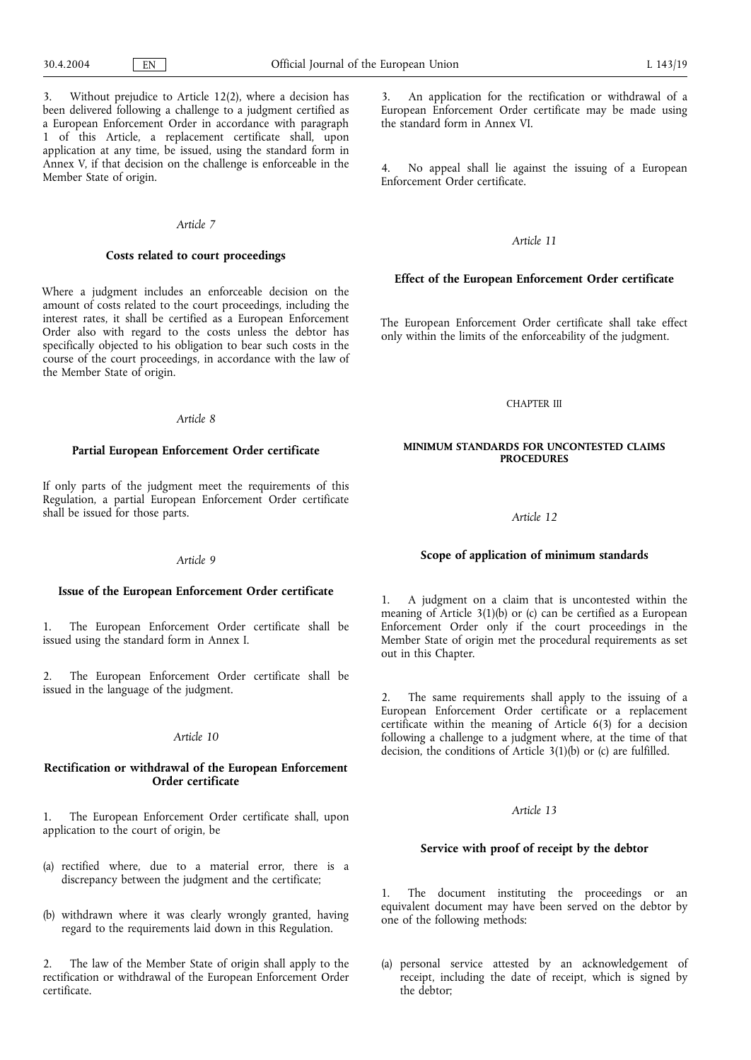3. Without prejudice to Article 12(2), where a decision has been delivered following a challenge to a judgment certified as a European Enforcement Order in accordance with paragraph 1 of this Article, a replacement certificate shall, upon application at any time, be issued, using the standard form in Annex V, if that decision on the challenge is enforceable in the Member State of origin.

*Article 7*

**Costs related to court proceedings**

Where a judgment includes an enforceable decision on the amount of costs related to the court proceedings, including the interest rates, it shall be certified as a European Enforcement Order also with regard to the costs unless the debtor has specifically objected to his obligation to bear such costs in the course of the court proceedings, in accordance with the law of the Member State of origin.

*Article 8*

**Partial European Enforcement Order certificate**

If only parts of the judgment meet the requirements of this Regulation, a partial European Enforcement Order certificate shall be issued for those parts.

*Article 9*

**Issue of the European Enforcement Order certificate**

1. The European Enforcement Order certificate shall be issued using the standard form in Annex I.

2. The European Enforcement Order certificate shall be issued in the language of the judgment.

*Article 10*

**Rectification or withdrawal of the European Enforcement Order certificate**

1. The European Enforcement Order certificate shall, upon application to the court of origin, be

(a) rectified where, due to a material error, there is a discrepancy between the judgment and the certificate;

(b) withdrawn where it was clearly wrongly granted, having regard to the requirements laid down in this Regulation.

2. The law of the Member State of origin shall apply to the rectification or withdrawal of the European Enforcement Order certificate.

3. An application for the rectification or withdrawal of a European Enforcement Order certificate may be made using the standard form in Annex VI.

4. No appeal shall lie against the issuing of a European Enforcement Order certificate.

*Article 11*

**Effect of the European Enforcement Order certificate**

The European Enforcement Order certificate shall take effect only within the limits of the enforceability of the judgment.

CHAPTER III

**MINIMUM STANDARDS FOR UNCONTESTED CLAIMS PROCEDURES**

*Article 12*

**Scope of application of minimum standards**

1. A judgment on a claim that is uncontested within the meaning of Article 3(1)(b) or (c) can be certified as a European Enforcement Order only if the court proceedings in the Member State of origin met the procedural requirements as set out in this Chapter.

2. The same requirements shall apply to the issuing of a European Enforcement Order certificate or a replacement certificate within the meaning of Article 6(3) for a decision following a challenge to a judgment where, at the time of that decision, the conditions of Article 3(1)(b) or (c) are fulfilled.

*Article 13*

**Service with proof of receipt by the debtor**

1. The document instituting the proceedings or an equivalent document may have been served on the debtor by one of the following methods:

(a) personal service attested by an acknowledgement of receipt, including the date of receipt, which is signed by the debtor;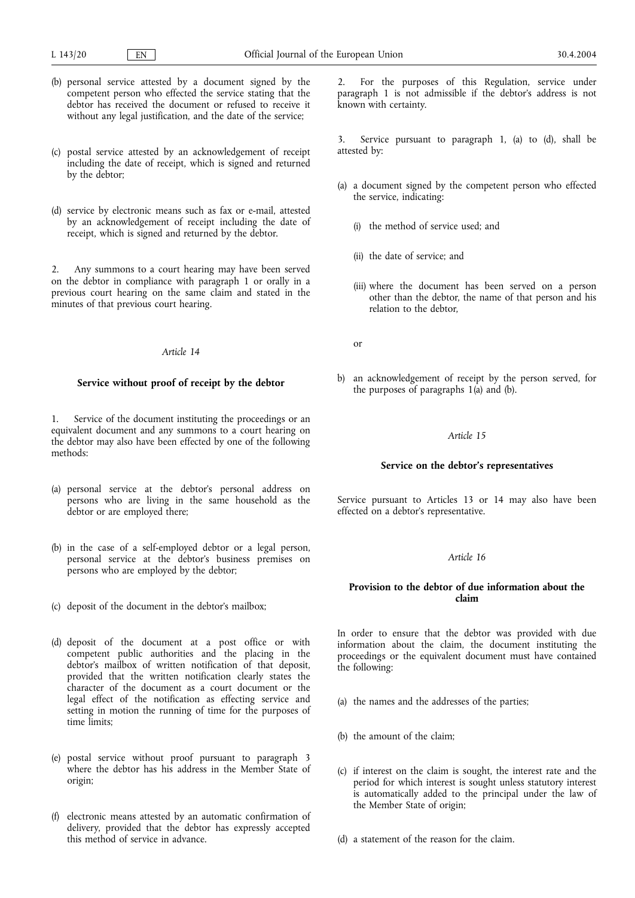(b) personal service attested by a document signed by the competent person who effected the service stating that the debtor has received the document or refused to receive it without any legal justification, and the date of the service;

(c) postal service attested by an acknowledgement of receipt including the date of receipt, which is signed and returned by the debtor;

(d) service by electronic means such as fax or e-mail, attested by an acknowledgement of receipt including the date of receipt, which is signed and returned by the debtor.

2. Any summons to a court hearing may have been served on the debtor in compliance with paragraph 1 or orally in a previous court hearing on the same claim and stated in the minutes of that previous court hearing.

*Article 14*

**Service without proof of receipt by the debtor**

1. Service of the document instituting the proceedings or an equivalent document and any summons to a court hearing on the debtor may also have been effected by one of the following methods:

(a) personal service at the debtor's personal address on persons who are living in the same household as the debtor or are employed there;

(b) in the case of a self-employed debtor or a legal person, personal service at the debtor's business premises on persons who are employed by the debtor;

(c) deposit of the document in the debtor's mailbox;

(d) deposit of the document at a post office or with competent public authorities and the placing in the debtor's mailbox of written notification of that deposit, provided that the written notification clearly states the character of the document as a court document or the legal effect of the notification as effecting service and setting in motion the running of time for the purposes of time limits;

(e) postal service without proof pursuant to paragraph 3 where the debtor has his address in the Member State of origin;

(f) electronic means attested by an automatic confirmation of delivery, provided that the debtor has expressly accepted this method of service in advance.

2. For the purposes of this Regulation, service under paragraph 1 is not admissible if the debtor's address is not known with certainty.

3. Service pursuant to paragraph 1, (a) to (d), shall be attested by:

(a) a document signed by the competent person who effected the service, indicating:

   (i) the method of service used; and

   (ii) the date of service; and

   (iii) where the document has been served on a person other than the debtor, the name of that person and his relation to the debtor,

or

b) an acknowledgement of receipt by the person served, for the purposes of paragraphs 1(a) and (b).

*Article 15*

**Service on the debtor's representatives**

Service pursuant to Articles 13 or 14 may also have been effected on a debtor's representative.

*Article 16*

**Provision to the debtor of due information about the claim**

In order to ensure that the debtor was provided with due information about the claim, the document instituting the proceedings or the equivalent document must have contained the following:

(a) the names and the addresses of the parties;

(b) the amount of the claim;

(c) if interest on the claim is sought, the interest rate and the period for which interest is sought unless statutory interest is automatically added to the principal under the law of the Member State of origin;

(d) a statement of the reason for the claim.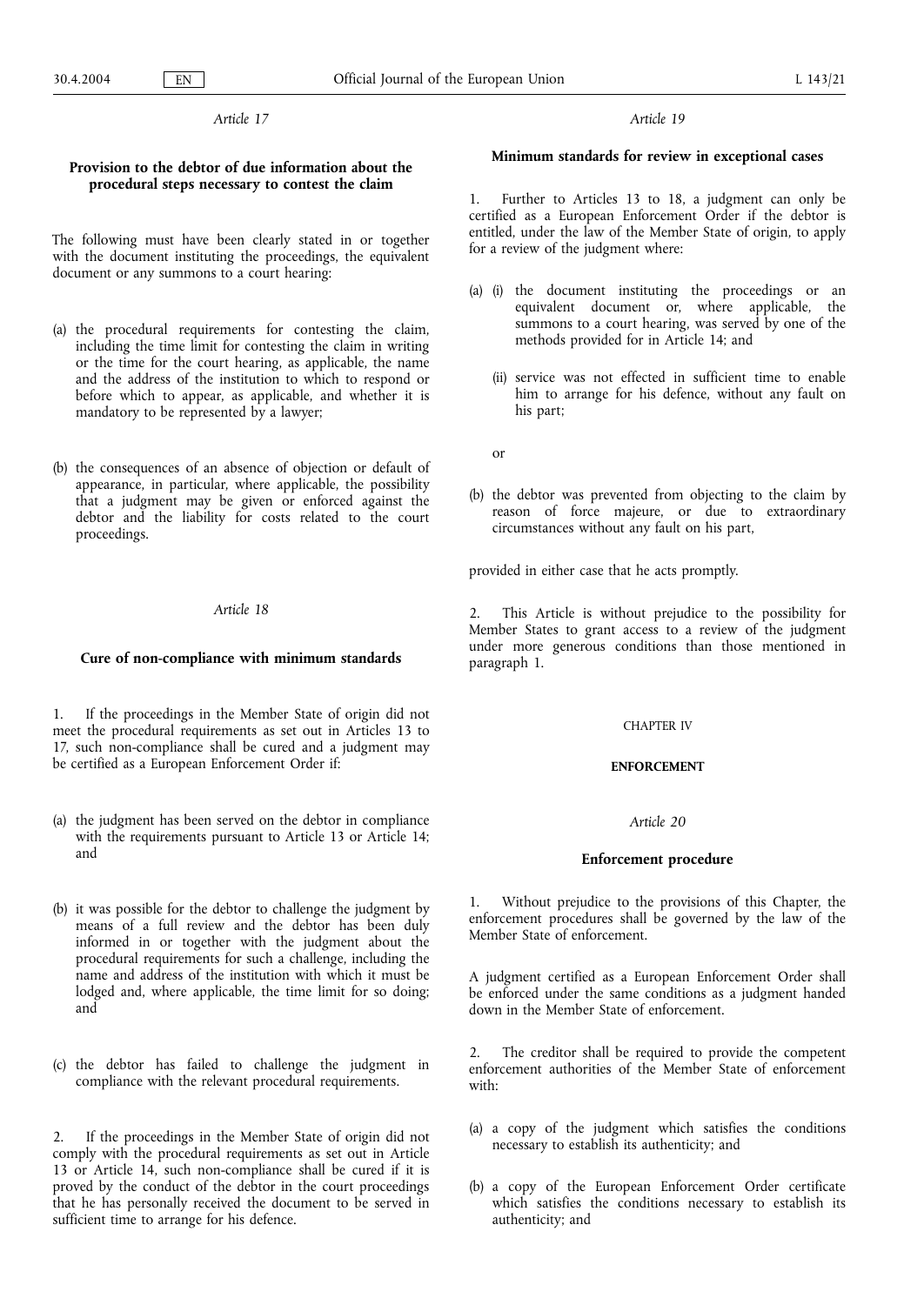*Article 17*

**Provision to the debtor of due information about the procedural steps necessary to contest the claim**

The following must have been clearly stated in or together with the document instituting the proceedings, the equivalent document or any summons to a court hearing:

(a) the procedural requirements for contesting the claim, including the time limit for contesting the claim in writing or the time for the court hearing, as applicable, the name and the address of the institution to which to respond or before which to appear, as applicable, and whether it is mandatory to be represented by a lawyer;

(b) the consequences of an absence of objection or default of appearance, in particular, where applicable, the possibility that a judgment may be given or enforced against the debtor and the liability for costs related to the court proceedings.

*Article 18*

**Cure of non-compliance with minimum standards**

1. If the proceedings in the Member State of origin did not meet the procedural requirements as set out in Articles 13 to 17, such non-compliance shall be cured and a judgment may be certified as a European Enforcement Order if:

(a) the judgment has been served on the debtor in compliance with the requirements pursuant to Article 13 or Article 14; and

(b) it was possible for the debtor to challenge the judgment by means of a full review and the debtor has been duly informed in or together with the judgment about the procedural requirements for such a challenge, including the name and address of the institution with which it must be lodged and, where applicable, the time limit for so doing; and

(c) the debtor has failed to challenge the judgment in compliance with the relevant procedural requirements.

2. If the proceedings in the Member State of origin did not comply with the procedural requirements as set out in Article 13 or Article 14, such non-compliance shall be cured if it is proved by the conduct of the debtor in the court proceedings that he has personally received the document to be served in sufficient time to arrange for his defence.

*Article 19*

**Minimum standards for review in exceptional cases**

1. Further to Articles 13 to 18, a judgment can only be certified as a European Enforcement Order if the debtor is entitled, under the law of the Member State of origin, to apply for a review of the judgment where:

(a) (i) the document instituting the proceedings or an equivalent document or, where applicable, the summons to a court hearing, was served by one of the methods provided for in Article 14; and

(ii) service was not effected in sufficient time to enable him to arrange for his defence, without any fault on his part;

or

(b) the debtor was prevented from objecting to the claim by reason of force majeure, or due to extraordinary circumstances without any fault on his part,

provided in either case that he acts promptly.

2. This Article is without prejudice to the possibility for Member States to grant access to a review of the judgment under more generous conditions than those mentioned in paragraph 1.

CHAPTER IV

**ENFORCEMENT**

*Article 20*

**Enforcement procedure**

1. Without prejudice to the provisions of this Chapter, the enforcement procedures shall be governed by the law of the Member State of enforcement.

A judgment certified as a European Enforcement Order shall be enforced under the same conditions as a judgment handed down in the Member State of enforcement.

2. The creditor shall be required to provide the competent enforcement authorities of the Member State of enforcement with:

(a) a copy of the judgment which satisfies the conditions necessary to establish its authenticity; and

(b) a copy of the European Enforcement Order certificate which satisfies the conditions necessary to establish its authenticity; and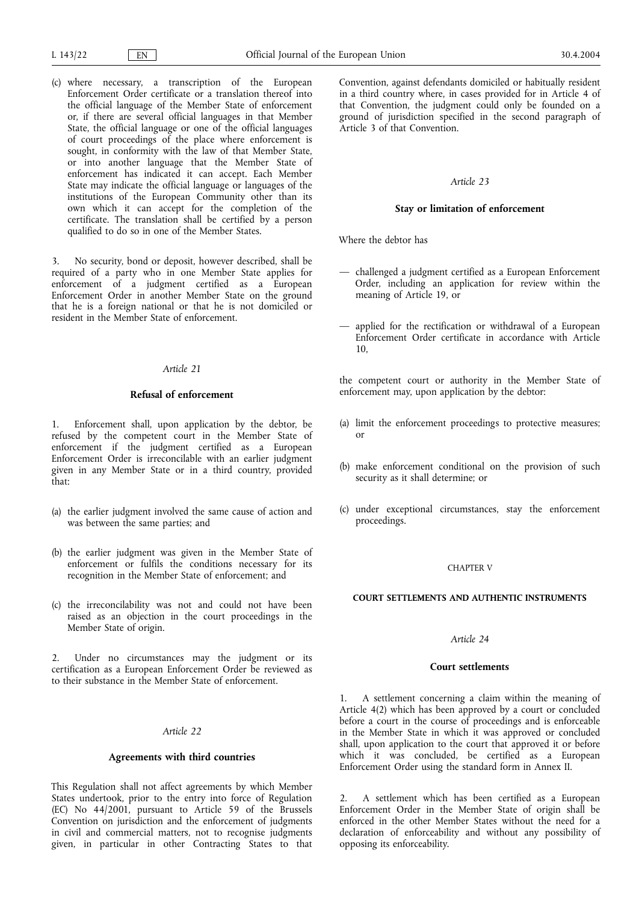(c) where necessary, a transcription of the European Enforcement Order certificate or a translation thereof into the official language of the Member State of enforcement or, if there are several official languages in that Member State, the official language or one of the official languages of court proceedings of the place where enforcement is sought, in conformity with the law of that Member State, or into another language that the Member State of enforcement has indicated it can accept. Each Member State may indicate the official language or languages of the institutions of the European Community other than its own which it can accept for the completion of the certificate. The translation shall be certified by a person qualified to do so in one of the Member States.

3. No security, bond or deposit, however described, shall be required of a party who in one Member State applies for enforcement of a judgment certified as a European Enforcement Order in another Member State on the ground that he is a foreign national or that he is not domiciled or resident in the Member State of enforcement.

*Article 21*

**Refusal of enforcement**

1. Enforcement shall, upon application by the debtor, be refused by the competent court in the Member State of enforcement if the judgment certified as a European Enforcement Order is irreconcilable with an earlier judgment given in any Member State or in a third country, provided that:

(a) the earlier judgment involved the same cause of action and was between the same parties; and

(b) the earlier judgment was given in the Member State of enforcement or fulfils the conditions necessary for its recognition in the Member State of enforcement; and

(c) the irreconcilability was not and could not have been raised as an objection in the court proceedings in the Member State of origin.

2. Under no circumstances may the judgment or its certification as a European Enforcement Order be reviewed as to their substance in the Member State of enforcement.

*Article 22*

**Agreements with third countries**

This Regulation shall not affect agreements by which Member States undertook, prior to the entry into force of Regulation (EC) No 44/2001, pursuant to Article 59 of the Brussels Convention on jurisdiction and the enforcement of judgments in civil and commercial matters, not to recognise judgments given, in particular in other Contracting States to that Convention, against defendants domiciled or habitually resident in a third country where, in cases provided for in Article 4 of that Convention, the judgment could only be founded on a ground of jurisdiction specified in the second paragraph of Article 3 of that Convention.

*Article 23*

**Stay or limitation of enforcement**

Where the debtor has

— challenged a judgment certified as a European Enforcement Order, including an application for review within the meaning of Article 19, or

— applied for the rectification or withdrawal of a European Enforcement Order certificate in accordance with Article 10,

the competent court or authority in the Member State of enforcement may, upon application by the debtor:

(a) limit the enforcement proceedings to protective measures; or

(b) make enforcement conditional on the provision of such security as it shall determine; or

(c) under exceptional circumstances, stay the enforcement proceedings.

CHAPTER V

**COURT SETTLEMENTS AND AUTHENTIC INSTRUMENTS**

*Article 24*

**Court settlements**

1. A settlement concerning a claim within the meaning of Article 4(2) which has been approved by a court or concluded before a court in the course of proceedings and is enforceable in the Member State in which it was approved or concluded shall, upon application to the court that approved it or before which it was concluded, be certified as a European Enforcement Order using the standard form in Annex II.

2. A settlement which has been certified as a European Enforcement Order in the Member State of origin shall be enforced in the other Member States without the need for a declaration of enforceability and without any possibility of opposing its enforceability.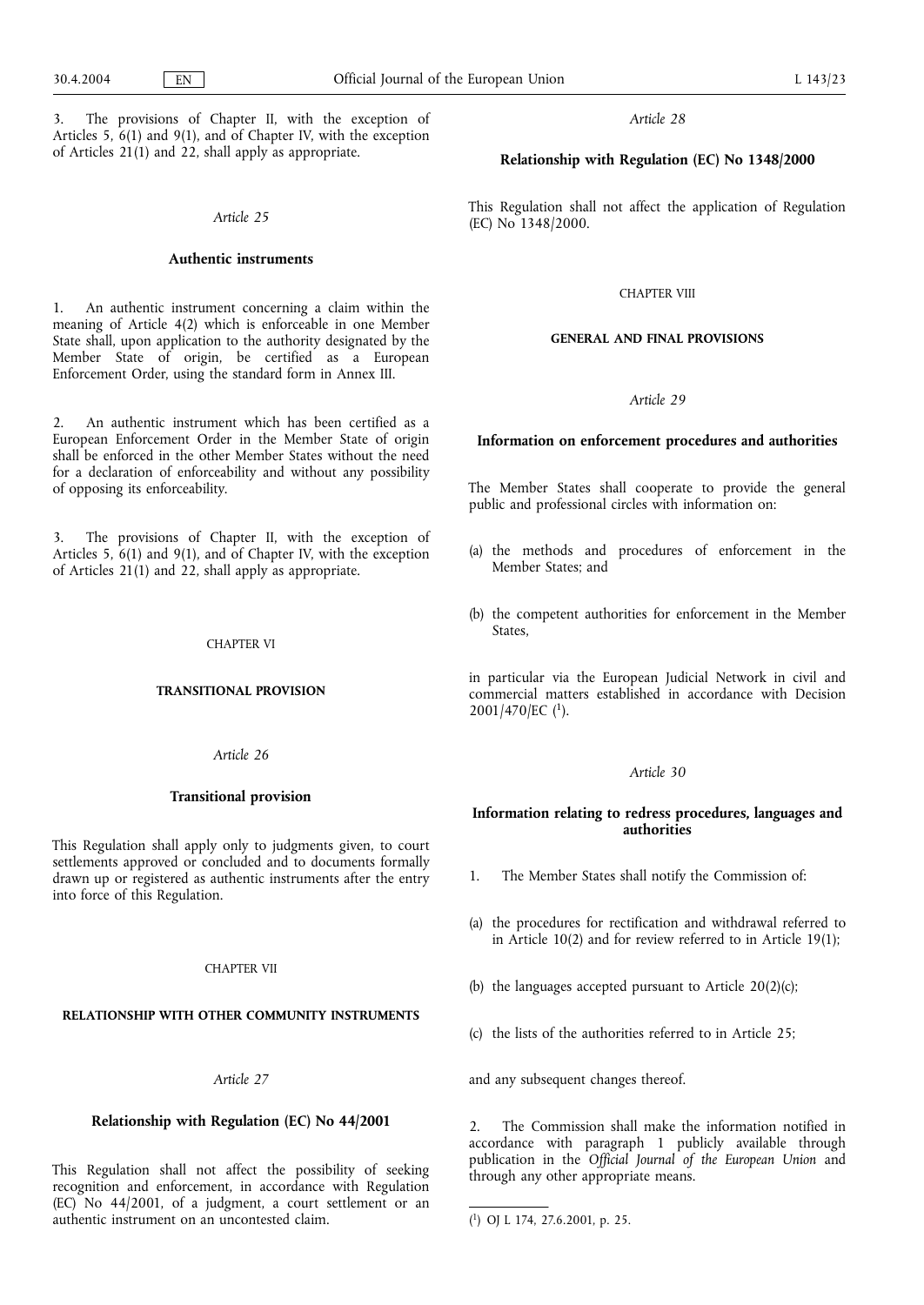3. The provisions of Chapter II, with the exception of Articles 5, 6(1) and 9(1), and of Chapter IV, with the exception of Articles 21(1) and 22, shall apply as appropriate.

*Article 25*

**Authentic instruments**

1. An authentic instrument concerning a claim within the meaning of Article 4(2) which is enforceable in one Member State shall, upon application to the authority designated by the Member State of origin, be certified as a European Enforcement Order, using the standard form in Annex III.

2. An authentic instrument which has been certified as a European Enforcement Order in the Member State of origin shall be enforced in the other Member States without the need for a declaration of enforceability and without any possibility of opposing its enforceability.

3. The provisions of Chapter II, with the exception of Articles 5, 6(1) and 9(1), and of Chapter IV, with the exception of Articles 21(1) and 22, shall apply as appropriate.

CHAPTER VI

**TRANSITIONAL PROVISION**

*Article 26*

**Transitional provision**

This Regulation shall apply only to judgments given, to court settlements approved or concluded and to documents formally drawn up or registered as authentic instruments after the entry into force of this Regulation.

CHAPTER VII

**RELATIONSHIP WITH OTHER COMMUNITY INSTRUMENTS**

*Article 27*

**Relationship with Regulation (EC) No 44/2001**

This Regulation shall not affect the possibility of seeking recognition and enforcement, in accordance with Regulation (EC) No 44/2001, of a judgment, a court settlement or an authentic instrument on an uncontested claim.

*Article 28*

**Relationship with Regulation (EC) No 1348/2000**

This Regulation shall not affect the application of Regulation (EC) No 1348/2000.

CHAPTER VIII

**GENERAL AND FINAL PROVISIONS**

*Article 29*

**Information on enforcement procedures and authorities**

The Member States shall cooperate to provide the general public and professional circles with information on:

(a) the methods and procedures of enforcement in the Member States; and

(b) the competent authorities for enforcement in the Member States,

in particular via the European Judicial Network in civil and commercial matters established in accordance with Decision 2001/470/EC ([1]).

*Article 30*

**Information relating to redress procedures, languages and authorities**

1. The Member States shall notify the Commission of:

(a) the procedures for rectification and withdrawal referred to in Article 10(2) and for review referred to in Article 19(1);

(b) the languages accepted pursuant to Article 20(2)(c);

(c) the lists of the authorities referred to in Article 25;

and any subsequent changes thereof.

2. The Commission shall make the information notified in accordance with paragraph 1 publicly available through publication in the *Official Journal of the European Union* and through any other appropriate means.

---

([1]) OJ L 174, 27.6.2001, p. 25.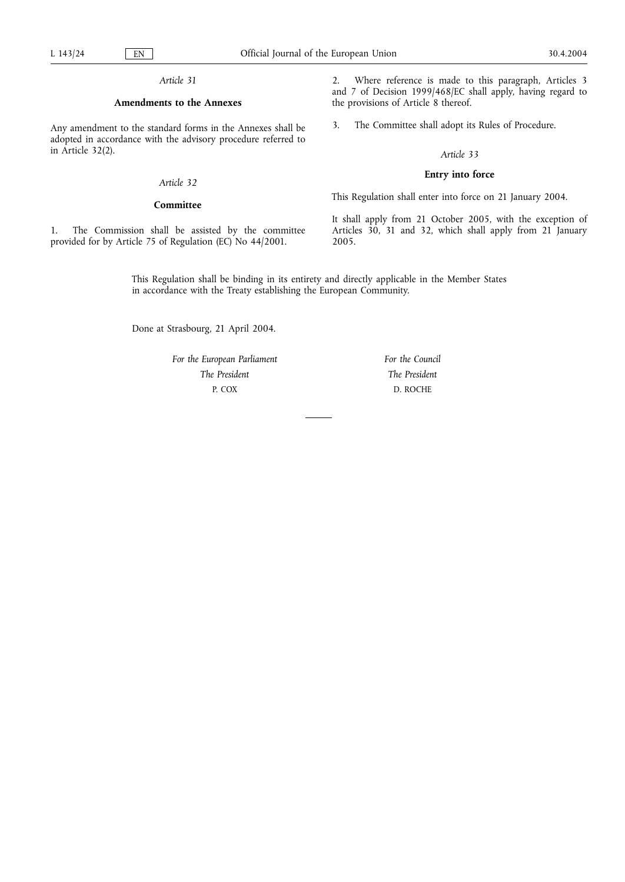*Article 31*

**Amendments to the Annexes**

Any amendment to the standard forms in the Annexes shall be adopted in accordance with the advisory procedure referred to in Article 32(2).

*Article 32*

**Committee**

1. The Commission shall be assisted by the committee provided for by Article 75 of Regulation (EC) No 44/2001.

2. Where reference is made to this paragraph, Articles 3 and 7 of Decision 1999/468/EC shall apply, having regard to the provisions of Article 8 thereof.

3. The Committee shall adopt its Rules of Procedure.

*Article 33*

**Entry into force**

This Regulation shall enter into force on 21 January 2004.

It shall apply from 21 October 2005, with the exception of Articles 30, 31 and 32, which shall apply from 21 January 2005.

This Regulation shall be binding in its entirety and directly applicable in the Member States in accordance with the Treaty establishing the European Community.

Done at Strasbourg, 21 April 2004.

*For the European Parliament*
*The President*
P. COX

*For the Council*
*The President*
D. ROCHE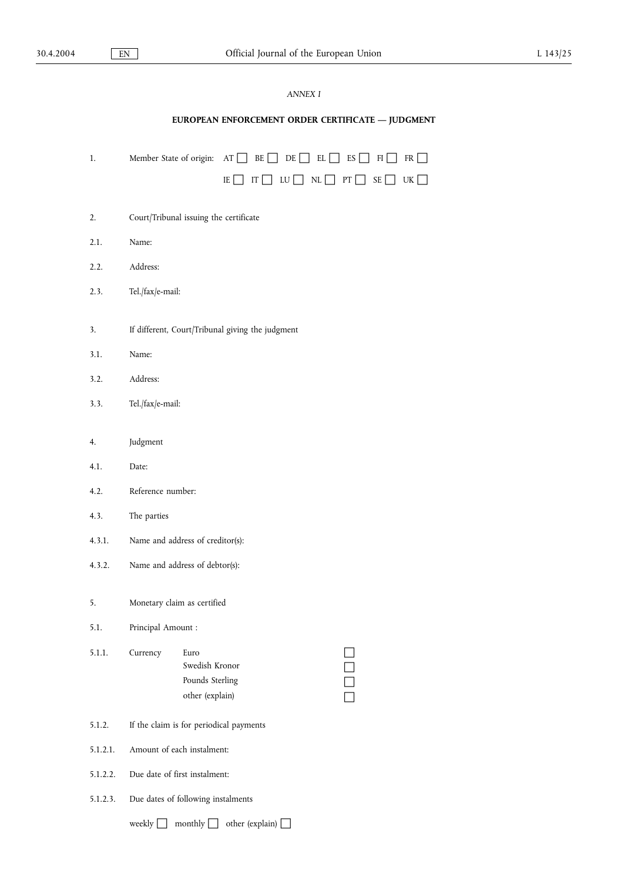*ANNEX I*

## EUROPEAN ENFORCEMENT ORDER CERTIFICATE — JUDGMENT

1. Member State of origin: AT ☐ BE ☐ DE ☐ EL ☐ ES ☐ FI ☐ FR ☐
   IE ☐ IT ☐ LU ☐ NL ☐ PT ☐ SE ☐ UK ☐

2. Court/Tribunal issuing the certificate

2.1. Name:

2.2. Address:

2.3. Tel./fax/e-mail:

3. If different, Court/Tribunal giving the judgment

3.1. Name:

3.2. Address:

3.3. Tel./fax/e-mail:

4. Judgment

4.1. Date:

4.2. Reference number:

4.3. The parties

4.3.1. Name and address of creditor(s):

4.3.2. Name and address of debtor(s):

5. Monetary claim as certified

5.1. Principal Amount :

5.1.1. Currency
   - Euro ☐
   - Swedish Kronor ☐
   - Pounds Sterling ☐
   - other (explain) ☐

5.1.2. If the claim is for periodical payments

5.1.2.1. Amount of each instalment:

5.1.2.2. Due date of first instalment:

5.1.2.3. Due dates of following instalments

weekly ☐ monthly ☐ other (explain) ☐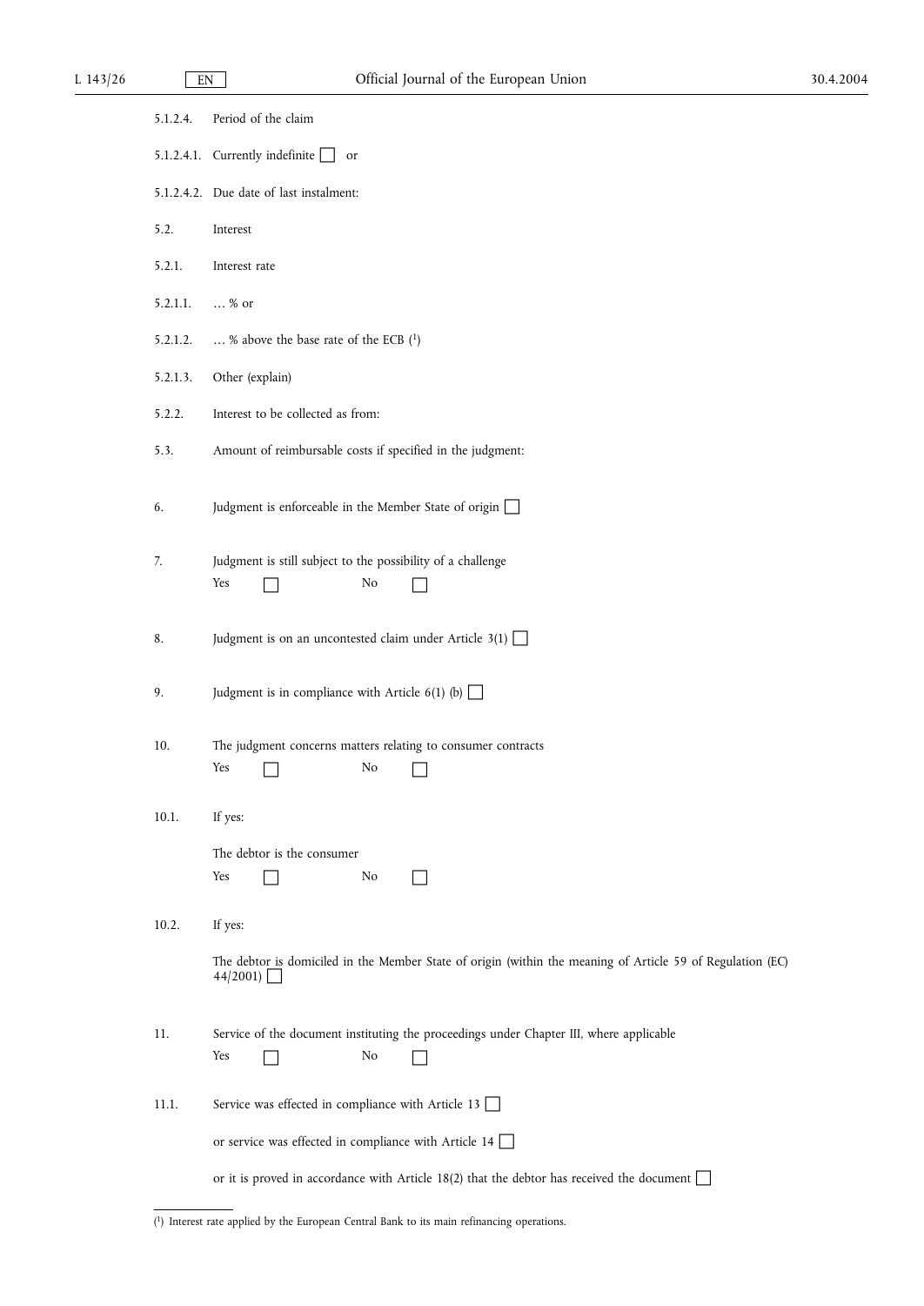5.1.2.4. Period of the claim

5.1.2.4.1. Currently indefinite ☐ or

5.1.2.4.2. Due date of last instalment:

5.2. Interest

5.2.1. Interest rate

5.2.1.1. … % or

5.2.1.2. … % above the base rate of the ECB [1]

5.2.1.3. Other (explain)

5.2.2. Interest to be collected as from:

5.3. Amount of reimbursable costs if specified in the judgment:

6. Judgment is enforceable in the Member State of origin ☐

7. Judgment is still subject to the possibility of a challenge

Yes ☐ No ☐

8. Judgment is on an uncontested claim under Article 3(1) ☐

9. Judgment is in compliance with Article 6(1) (b) ☐

10. The judgment concerns matters relating to consumer contracts

Yes ☐ No ☐

10.1. If yes:

The debtor is the consumer

Yes ☐ No ☐

10.2. If yes:

The debtor is domiciled in the Member State of origin (within the meaning of Article 59 of Regulation (EC) 44/2001) ☐

11. Service of the document instituting the proceedings under Chapter III, where applicable

Yes ☐ No ☐

11.1. Service was effected in compliance with Article 13 ☐

or service was effected in compliance with Article 14 ☐

or it is proved in accordance with Article 18(2) that the debtor has received the document ☐

---

[1] Interest rate applied by the European Central Bank to its main refinancing operations.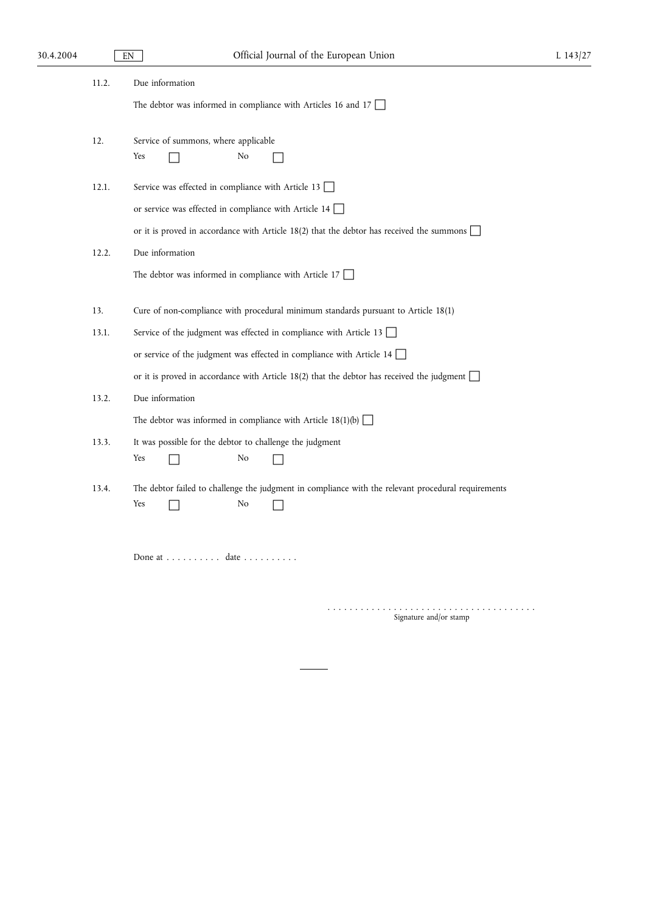11.2. Due information

The debtor was informed in compliance with Articles 16 and 17 ☐

12. Service of summons, where applicable

Yes ☐ No ☐

12.1. Service was effected in compliance with Article 13 ☐

or service was effected in compliance with Article 14 ☐

or it is proved in accordance with Article 18(2) that the debtor has received the summons ☐

12.2. Due information

The debtor was informed in compliance with Article 17 ☐

13. Cure of non-compliance with procedural minimum standards pursuant to Article 18(1)

13.1. Service of the judgment was effected in compliance with Article 13 ☐

or service of the judgment was effected in compliance with Article 14 ☐

or it is proved in accordance with Article 18(2) that the debtor has received the judgment ☐

13.2. Due information

The debtor was informed in compliance with Article 18(1)(b) ☐

13.3. It was possible for the debtor to challenge the judgment

Yes ☐ No ☐

13.4. The debtor failed to challenge the judgment in compliance with the relevant procedural requirements

Yes ☐ No ☐

Done at . . . . . . . . . . date . . . . . . . . . .

. . . . . . . . . . . . . . . . . . . . . . . . . . . . . . . . . . . . . .

Signature and/or stamp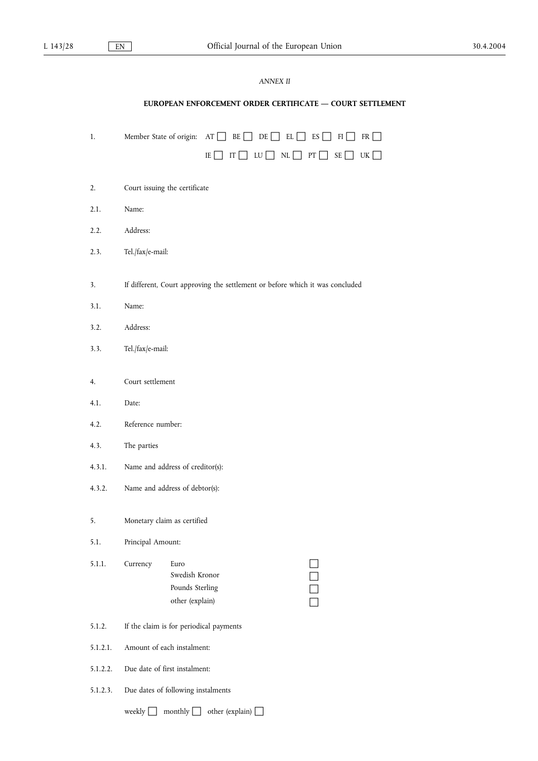*ANNEX II*

**EUROPEAN ENFORCEMENT ORDER CERTIFICATE — COURT SETTLEMENT**

1. Member State of origin: AT ☐ BE ☐ DE ☐ EL ☐ ES ☐ FI ☐ FR ☐ IE ☐ IT ☐ LU ☐ NL ☐ PT ☐ SE ☐ UK ☐

2. Court issuing the certificate

2.1. Name:

2.2. Address:

2.3. Tel./fax/e-mail:

3. If different, Court approving the settlement or before which it was concluded

3.1. Name:

3.2. Address:

3.3. Tel./fax/e-mail:

4. Court settlement

4.1. Date:

4.2. Reference number:

4.3. The parties

4.3.1. Name and address of creditor(s):

4.3.2. Name and address of debtor(s):

5. Monetary claim as certified

5.1. Principal Amount:

5.1.1. Currency

Euro ☐

Swedish Kronor ☐

Pounds Sterling ☐

other (explain) ☐

5.1.2. If the claim is for periodical payments

5.1.2.1. Amount of each instalment:

5.1.2.2. Due date of first instalment:

5.1.2.3. Due dates of following instalments

weekly ☐ monthly ☐ other (explain) ☐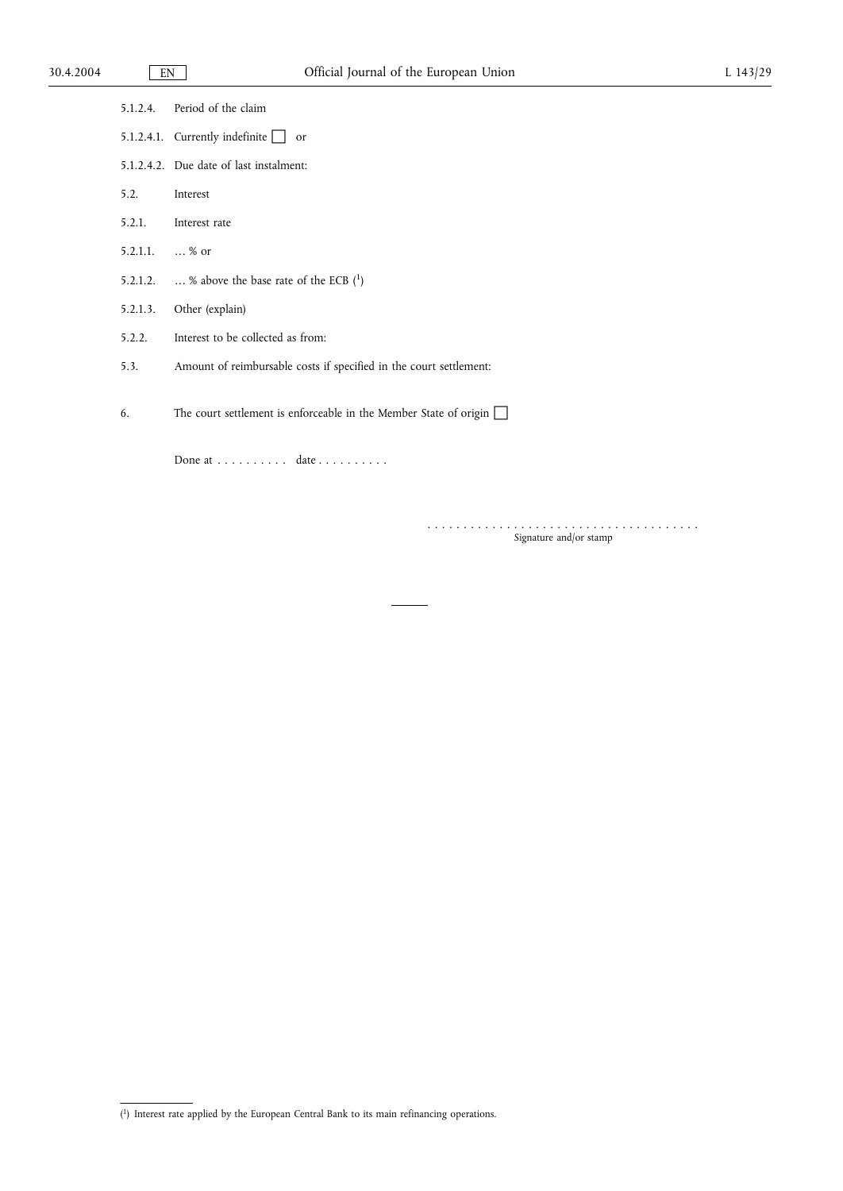5.1.2.4. Period of the claim

5.1.2.4.1. Currently indefinite ☐ or

5.1.2.4.2. Due date of last instalment:

5.2. Interest

5.2.1. Interest rate

5.2.1.1. … % or

5.2.1.2. … % above the base rate of the ECB ([1])

5.2.1.3. Other (explain)

5.2.2. Interest to be collected as from:

5.3. Amount of reimbursable costs if specified in the court settlement:

6. The court settlement is enforceable in the Member State of origin ☐

Done at . . . . . . . . . . date . . . . . . . . . .

. . . . . . . . . . . . . . . . . . . . . . . . . . . . . . . . . . . . .
Signature and/or stamp

---

([1]) Interest rate applied by the European Central Bank to its main refinancing operations.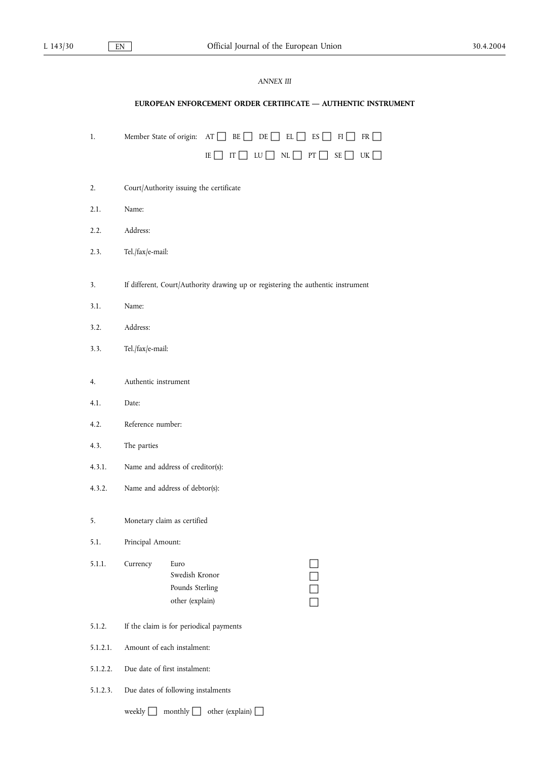*ANNEX III*

**EUROPEAN ENFORCEMENT ORDER CERTIFICATE — AUTHENTIC INSTRUMENT**

1. Member State of origin: AT ☐ BE ☐ DE ☐ EL ☐ ES ☐ FI ☐ FR ☐
IE ☐ IT ☐ LU ☐ NL ☐ PT ☐ SE ☐ UK ☐

2. Court/Authority issuing the certificate

2.1. Name:

2.2. Address:

2.3. Tel./fax/e-mail:

3. If different, Court/Authority drawing up or registering the authentic instrument

3.1. Name:

3.2. Address:

3.3. Tel./fax/e-mail:

4. Authentic instrument

4.1. Date:

4.2. Reference number:

4.3. The parties

4.3.1. Name and address of creditor(s):

4.3.2. Name and address of debtor(s):

5. Monetary claim as certified

5.1. Principal Amount:

5.1.1. Currency
- Euro ☐
- Swedish Kronor ☐
- Pounds Sterling ☐
- other (explain) ☐

5.1.2. If the claim is for periodical payments

5.1.2.1. Amount of each instalment:

5.1.2.2. Due date of first instalment:

5.1.2.3. Due dates of following instalments

weekly ☐ monthly ☐ other (explain) ☐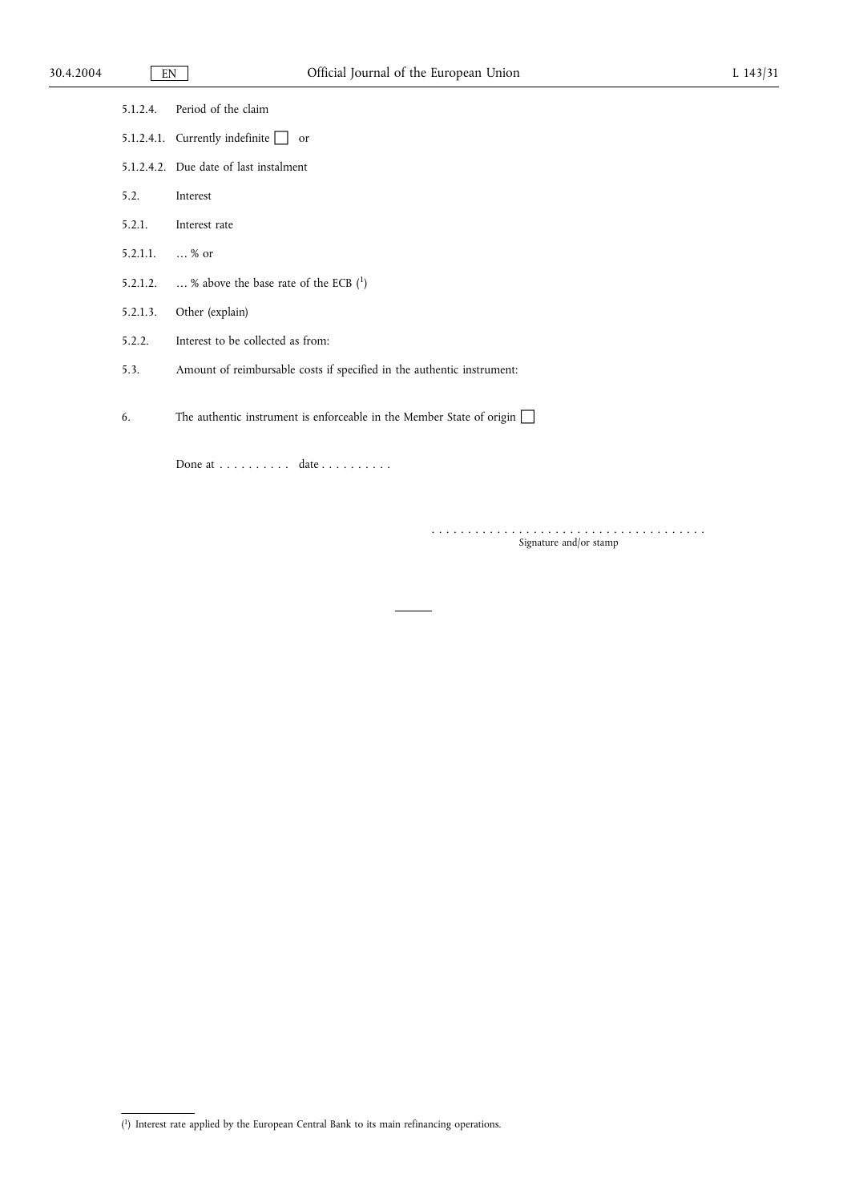5.1.2.4. Period of the claim

5.1.2.4.1. Currently indefinite ☐ or

5.1.2.4.2. Due date of last instalment

5.2. Interest

5.2.1. Interest rate

5.2.1.1. … % or

5.2.1.2. … % above the base rate of the ECB [1]

5.2.1.3. Other (explain)

5.2.2. Interest to be collected as from:

5.3. Amount of reimbursable costs if specified in the authentic instrument:

6. The authentic instrument is enforceable in the Member State of origin ☐

Done at . . . . . . . . . . date . . . . . . . . . .

. . . . . . . . . . . . . . . . . . . . . . . . . . . . . . . . . . . . .
Signature and/or stamp

---

[1] Interest rate applied by the European Central Bank to its main refinancing operations.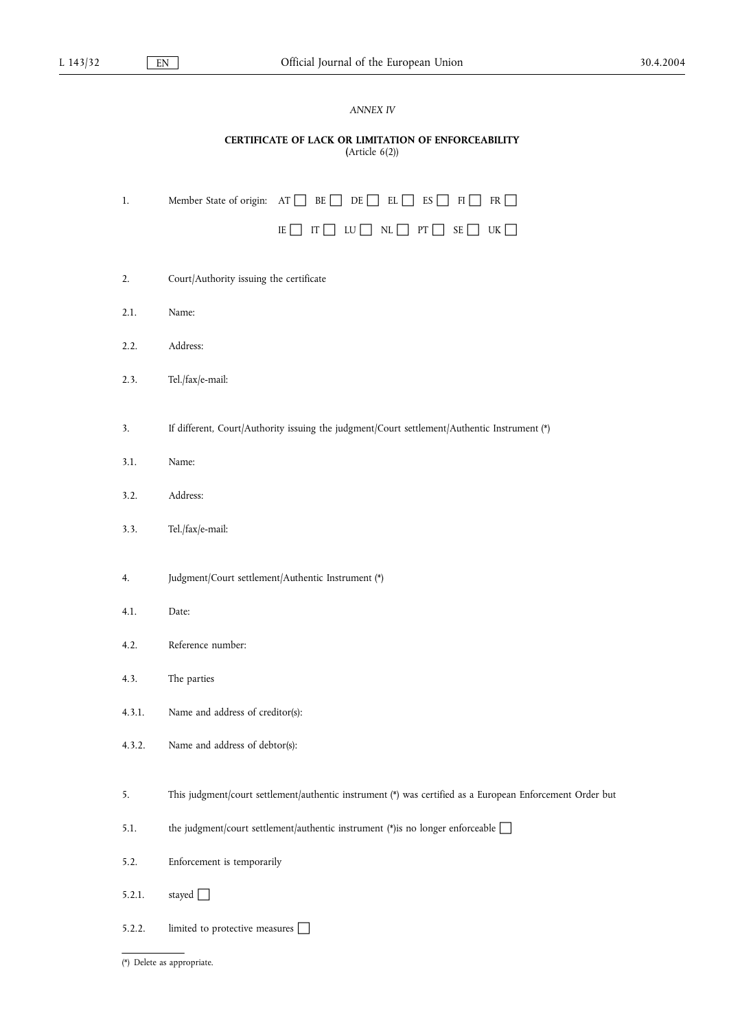*ANNEX IV*

**CERTIFICATE OF LACK OR LIMITATION OF ENFORCEABILITY**

(Article 6(2))

1. Member State of origin: AT ☐ BE ☐ DE ☐ EL ☐ ES ☐ FI ☐ FR ☐
   IE ☐ IT ☐ LU ☐ NL ☐ PT ☐ SE ☐ UK ☐

2. Court/Authority issuing the certificate

2.1. Name:

2.2. Address:

2.3. Tel./fax/e-mail:

3. If different, Court/Authority issuing the judgment/Court settlement/Authentic Instrument (*)

3.1. Name:

3.2. Address:

3.3. Tel./fax/e-mail:

4. Judgment/Court settlement/Authentic Instrument (*)

4.1. Date:

4.2. Reference number:

4.3. The parties

4.3.1. Name and address of creditor(s):

4.3.2. Name and address of debtor(s):

5. This judgment/court settlement/authentic instrument (*) was certified as a European Enforcement Order but

5.1. the judgment/court settlement/authentic instrument (*)is no longer enforceable ☐

5.2. Enforcement is temporarily

5.2.1. stayed ☐

5.2.2. limited to protective measures ☐

(*) Delete as appropriate.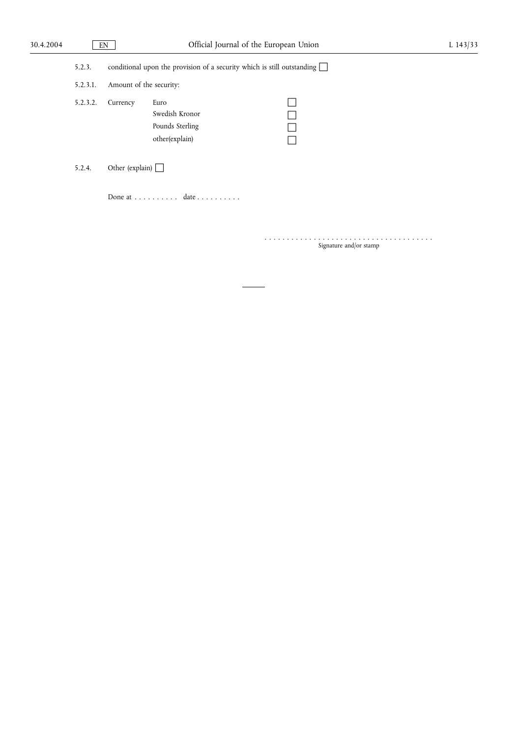5.2.3. conditional upon the provision of a security which is still outstanding ☐

5.2.3.1. Amount of the security:

5.2.3.2. Currency

| | | |
|---|---|---|
| | Euro | ☐ |
| | Swedish Kronor | ☐ |
| | Pounds Sterling | ☐ |
| | other(explain) | ☐ |

5.2.4. Other (explain) ☐

Done at . . . . . . . . . . date . . . . . . . . . .

. . . . . . . . . . . . . . . . . . . . . . . . . . . . . . . . . . . . .
Signature and/or stamp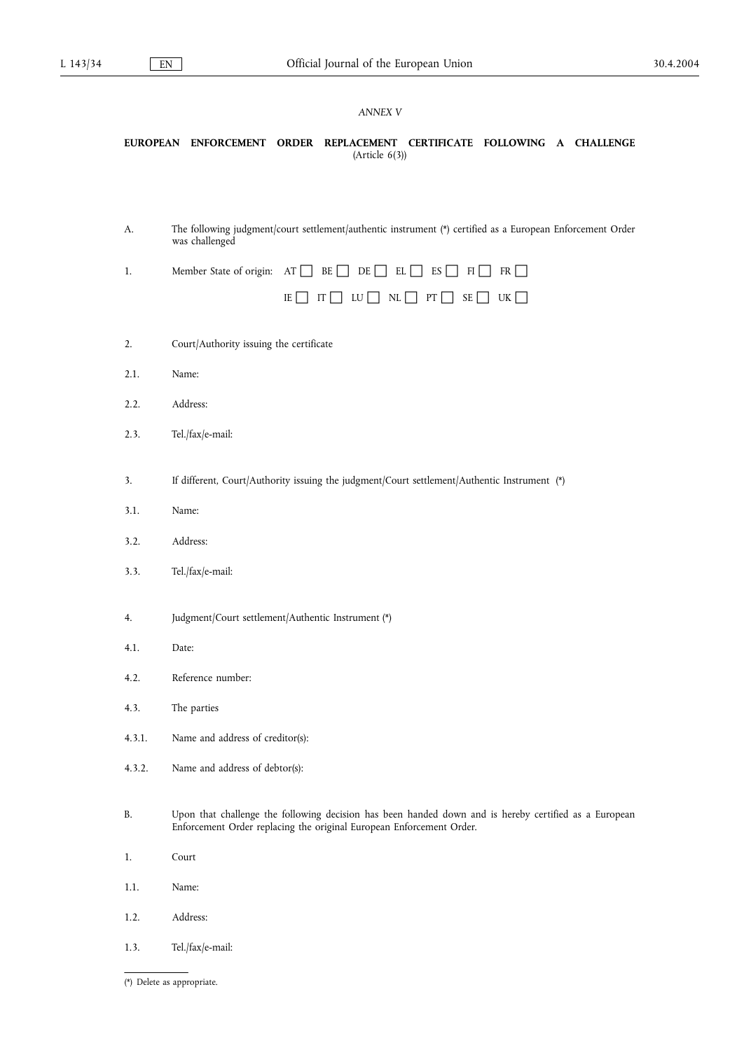*ANNEX V*

**EUROPEAN ENFORCEMENT ORDER REPLACEMENT CERTIFICATE FOLLOWING A CHALLENGE**
(Article 6(3))

A. The following judgment/court settlement/authentic instrument (*) certified as a European Enforcement Order was challenged

1. Member State of origin: AT ☐ BE ☐ DE ☐ EL ☐ ES ☐ FI ☐ FR ☐
IE ☐ IT ☐ LU ☐ NL ☐ PT ☐ SE ☐ UK ☐

2. Court/Authority issuing the certificate

2.1. Name:

2.2. Address:

2.3. Tel./fax/e-mail:

3. If different, Court/Authority issuing the judgment/Court settlement/Authentic Instrument (*)

3.1. Name:

3.2. Address:

3.3. Tel./fax/e-mail:

4. Judgment/Court settlement/Authentic Instrument (*)

4.1. Date:

4.2. Reference number:

4.3. The parties

4.3.1. Name and address of creditor(s):

4.3.2. Name and address of debtor(s):

B. Upon that challenge the following decision has been handed down and is hereby certified as a European Enforcement Order replacing the original European Enforcement Order.

1. Court

1.1. Name:

1.2. Address:

1.3. Tel./fax/e-mail:

(*) Delete as appropriate.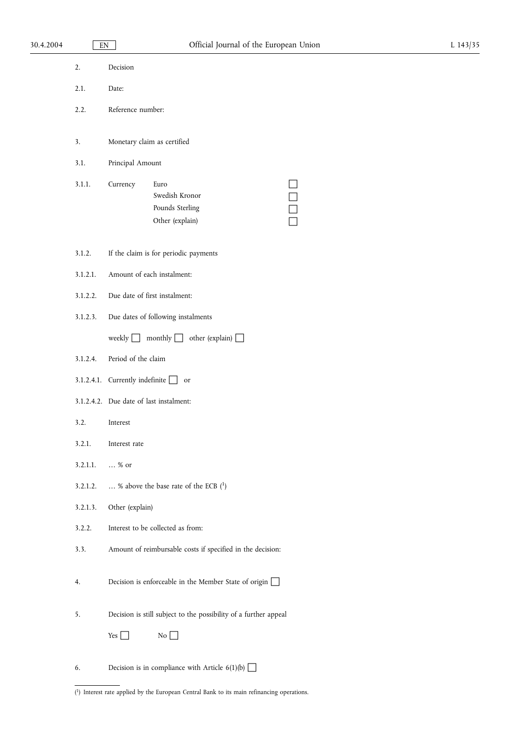2. Decision

2.1. Date:

2.2. Reference number:

3. Monetary claim as certified

3.1. Principal Amount

3.1.1. Currency

Euro ☐
Swedish Kronor ☐
Pounds Sterling ☐
Other (explain) ☐

3.1.2. If the claim is for periodic payments

3.1.2.1. Amount of each instalment:

3.1.2.2. Due date of first instalment:

3.1.2.3. Due dates of following instalments

weekly ☐ monthly ☐ other (explain) ☐

3.1.2.4. Period of the claim

3.1.2.4.1. Currently indefinite ☐ or

3.1.2.4.2. Due date of last instalment:

3.2. Interest

3.2.1. Interest rate

3.2.1.1. … % or

3.2.1.2. … % above the base rate of the ECB [1]

3.2.1.3. Other (explain)

3.2.2. Interest to be collected as from:

3.3. Amount of reimbursable costs if specified in the decision:

4. Decision is enforceable in the Member State of origin ☐

5. Decision is still subject to the possibility of a further appeal

Yes ☐ No ☐

6. Decision is in compliance with Article 6(1)(b) ☐

---

[1] Interest rate applied by the European Central Bank to its main refinancing operations.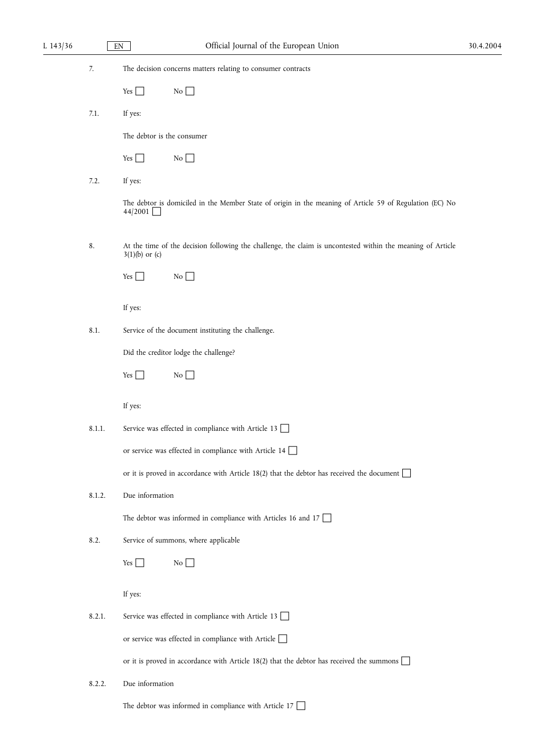7. The decision concerns matters relating to consumer contracts

Yes ☐ No ☐

7.1. If yes:

The debtor is the consumer

Yes ☐ No ☐

7.2. If yes:

The debtor is domiciled in the Member State of origin in the meaning of Article 59 of Regulation (EC) No 44/2001 ☐

8. At the time of the decision following the challenge, the claim is uncontested within the meaning of Article 3(1)(b) or (c)

Yes ☐ No ☐

If yes:

8.1. Service of the document instituting the challenge.

Did the creditor lodge the challenge?

Yes ☐ No ☐

If yes:

8.1.1. Service was effected in compliance with Article 13 ☐

or service was effected in compliance with Article 14 ☐

or it is proved in accordance with Article 18(2) that the debtor has received the document ☐

8.1.2. Due information

The debtor was informed in compliance with Articles 16 and 17 ☐

8.2. Service of summons, where applicable

Yes ☐ No ☐

If yes:

8.2.1. Service was effected in compliance with Article 13 ☐

or service was effected in compliance with Article ☐

or it is proved in accordance with Article 18(2) that the debtor has received the summons ☐

8.2.2. Due information

The debtor was informed in compliance with Article 17 ☐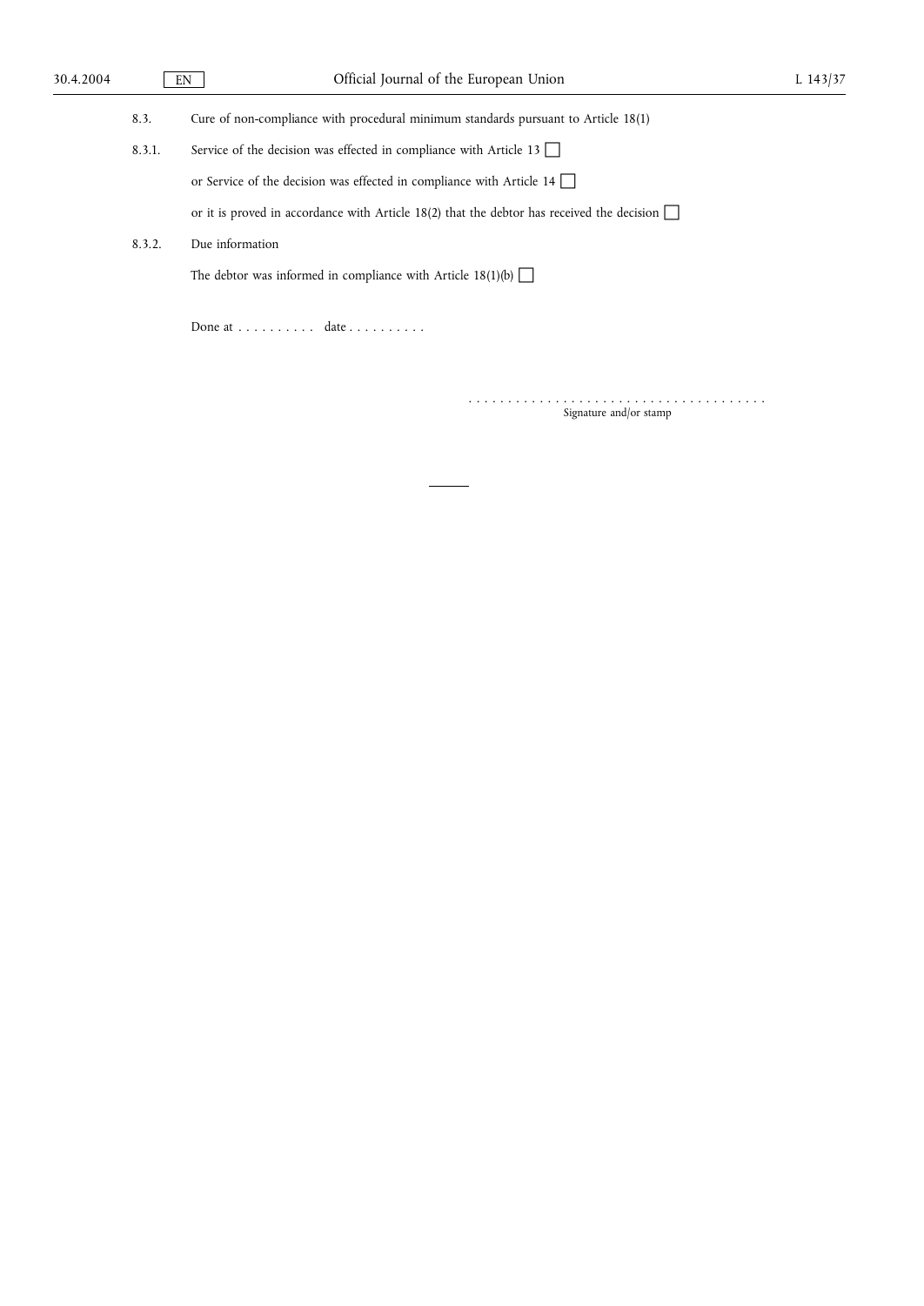8.3. Cure of non-compliance with procedural minimum standards pursuant to Article 18(1)

8.3.1. Service of the decision was effected in compliance with Article 13 ☐

or Service of the decision was effected in compliance with Article 14 ☐

or it is proved in accordance with Article 18(2) that the debtor has received the decision ☐

8.3.2. Due information

The debtor was informed in compliance with Article 18(1)(b) ☐

Done at . . . . . . . . . . date . . . . . . . . . .

. . . . . . . . . . . . . . . . . . . . . . . . . . . . . . . . . . . . .

Signature and/or stamp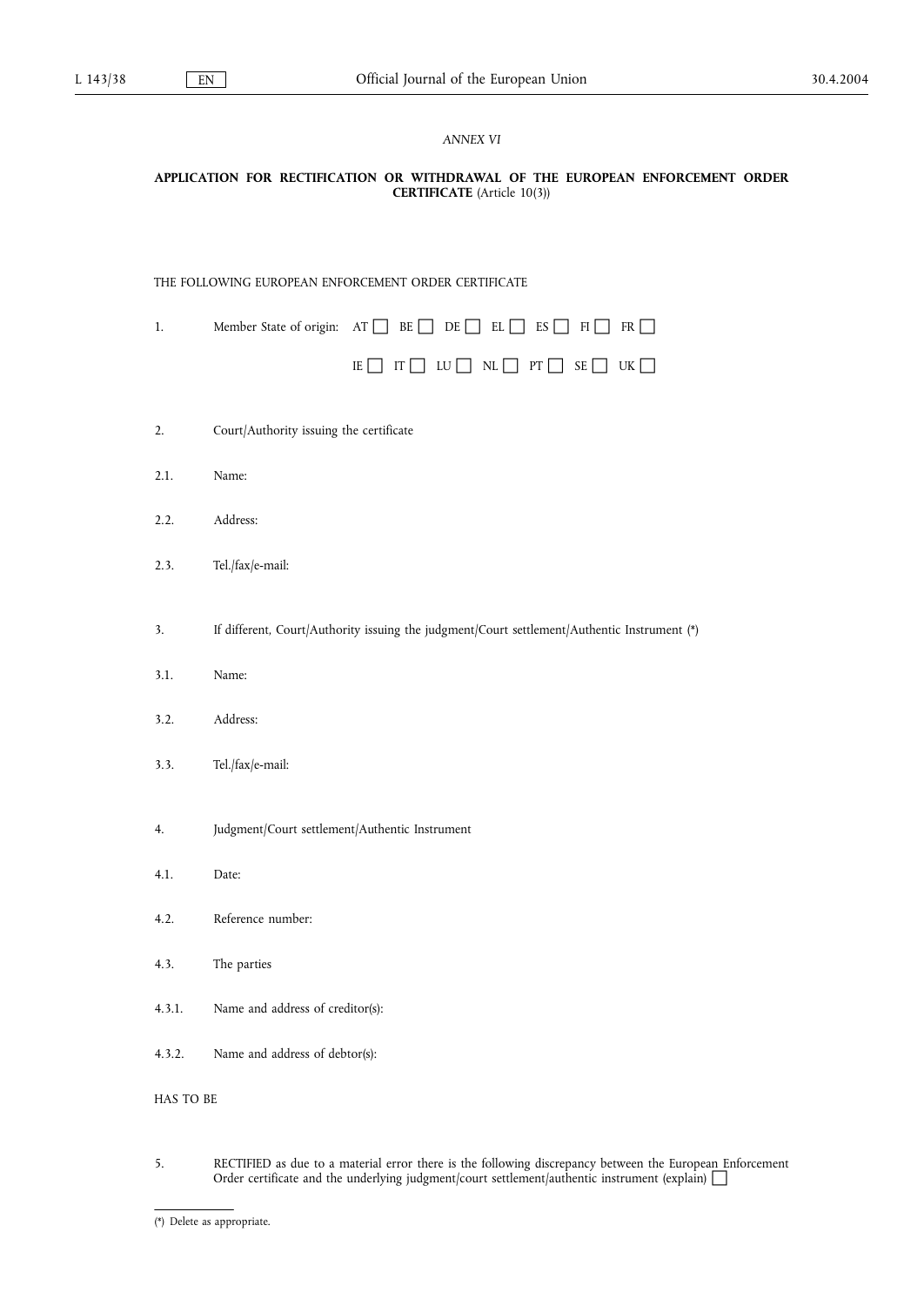*ANNEX VI*

**APPLICATION FOR RECTIFICATION OR WITHDRAWAL OF THE EUROPEAN ENFORCEMENT ORDER CERTIFICATE** (Article 10(3))

THE FOLLOWING EUROPEAN ENFORCEMENT ORDER CERTIFICATE

1. Member State of origin: AT ☐ BE ☐ DE ☐ EL ☐ ES ☐ FI ☐ FR ☐
   IE ☐ IT ☐ LU ☐ NL ☐ PT ☐ SE ☐ UK ☐

2. Court/Authority issuing the certificate

2.1. Name:

2.2. Address:

2.3. Tel./fax/e-mail:

3. If different, Court/Authority issuing the judgment/Court settlement/Authentic Instrument (*)

3.1. Name:

3.2. Address:

3.3. Tel./fax/e-mail:

4. Judgment/Court settlement/Authentic Instrument

4.1. Date:

4.2. Reference number:

4.3. The parties

4.3.1. Name and address of creditor(s):

4.3.2. Name and address of debtor(s):

HAS TO BE

5. RECTIFIED as due to a material error there is the following discrepancy between the European Enforcement Order certificate and the underlying judgment/court settlement/authentic instrument (explain) ☐

---

(*) Delete as appropriate.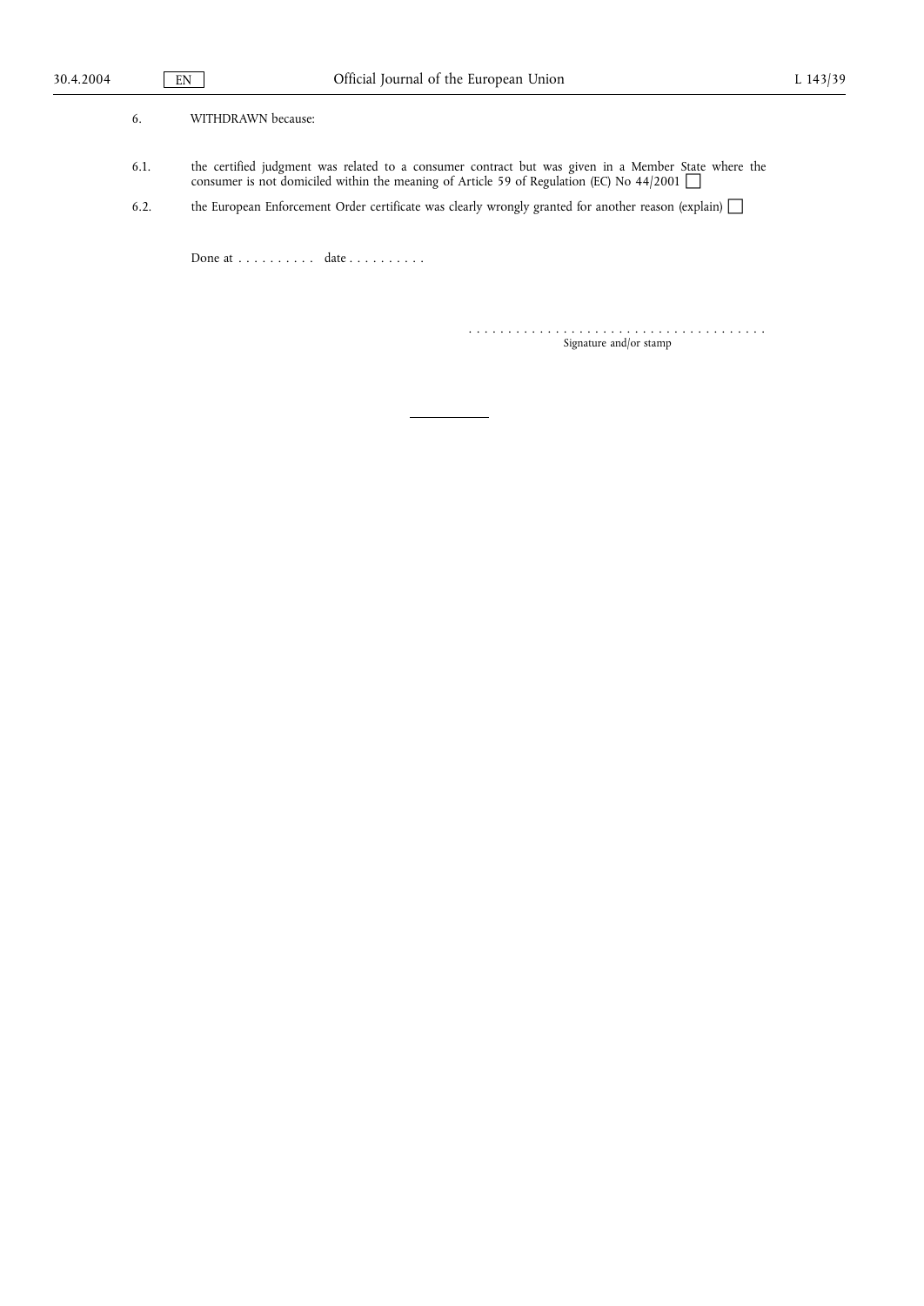6. WITHDRAWN because:

6.1. the certified judgment was related to a consumer contract but was given in a Member State where the consumer is not domiciled within the meaning of Article 59 of Regulation (EC) No 44/2001 ☐

6.2. the European Enforcement Order certificate was clearly wrongly granted for another reason (explain) ☐

Done at . . . . . . . . . . date . . . . . . . . . .

. . . . . . . . . . . . . . . . . . . . . . . . . . . . . . . . . . . . .
Signature and/or stamp